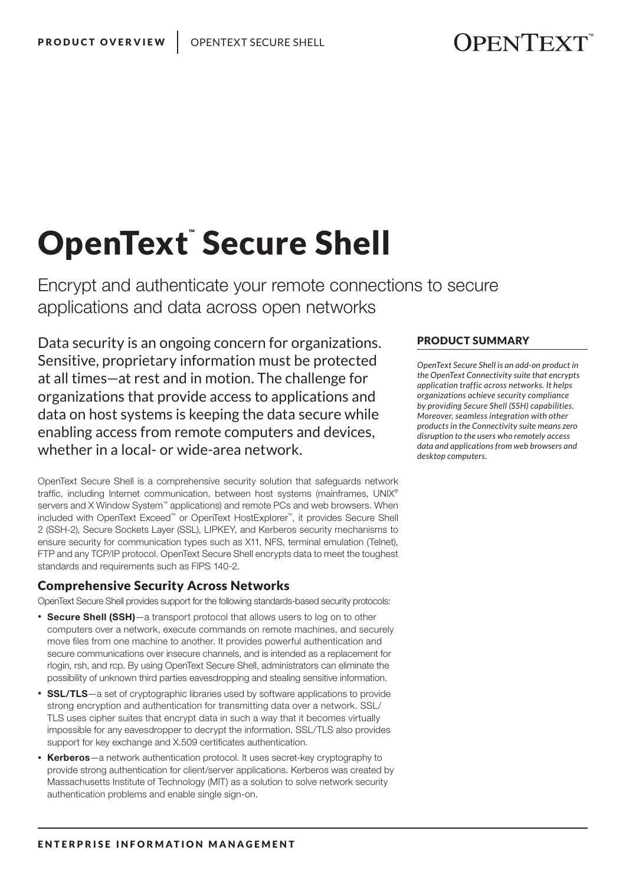# OpenText™ Secure Shell

Encrypt and authenticate your remote connections to secure applications and data across open networks

Data security is an ongoing concern for organizations. Sensitive, proprietary information must be protected at all times—at rest and in motion. The challenge for organizations that provide access to applications and data on host systems is keeping the data secure while enabling access from remote computers and devices, whether in a local- or wide-area network.

OpenText Secure Shell is a comprehensive security solution that safeguards network traffic, including Internet communication, between host systems (mainframes, UNIX® servers and X Window System™ applications) and remote PCs and web browsers. When included with OpenText Exceed™ or OpenText HostExplorer™, it provides Secure Shell 2 (SSH-2), Secure Sockets Layer (SSL), LIPKEY, and Kerberos security mechanisms to ensure security for communication types such as X11, NFS, terminal emulation (Telnet), FTP and any TCP/IP protocol. OpenText Secure Shell encrypts data to meet the toughest standards and requirements such as FIPS 140-2.

## Comprehensive Security Across Networks

OpenText Secure Shell provides support for the following standards-based security protocols:

- **Secure Shell (SSH)**—a transport protocol that allows users to log on to other computers over a network, execute commands on remote machines, and securely move files from one machine to another. It provides powerful authentication and secure communications over insecure channels, and is intended as a replacement for rlogin, rsh, and rcp. By using OpenText Secure Shell, administrators can eliminate the possibility of unknown third parties eavesdropping and stealing sensitive information.
- **SSL/TLS**—a set of cryptographic libraries used by software applications to provide strong encryption and authentication for transmitting data over a network. SSL/TLS uses cipher suites that encrypt data in such a way that it becomes virtually impossible for any eavesdropper to decrypt the information. SSL/TLS also provides support for key exchange and X.509 certificates authentication.
- **Kerberos**—a network authentication protocol. It uses secret-key cryptography to provide strong authentication for client/server applications. Kerberos was created by Massachusetts Institute of Technology (MIT) as a solution to solve network security authentication problems and enable single sign-on.

### PRODUCT SUMMARY

*OpenText Secure Shell is an add-on product in the OpenText Connectivity suite that encrypts application traffic across networks. It helps organizations achieve security compliance by providing Secure Shell (SSH) capabilities. Moreover, seamless integration with other products in the Connectivity suite means zero disruption to the users who remotely access data and applications from web browsers and desktop computers.*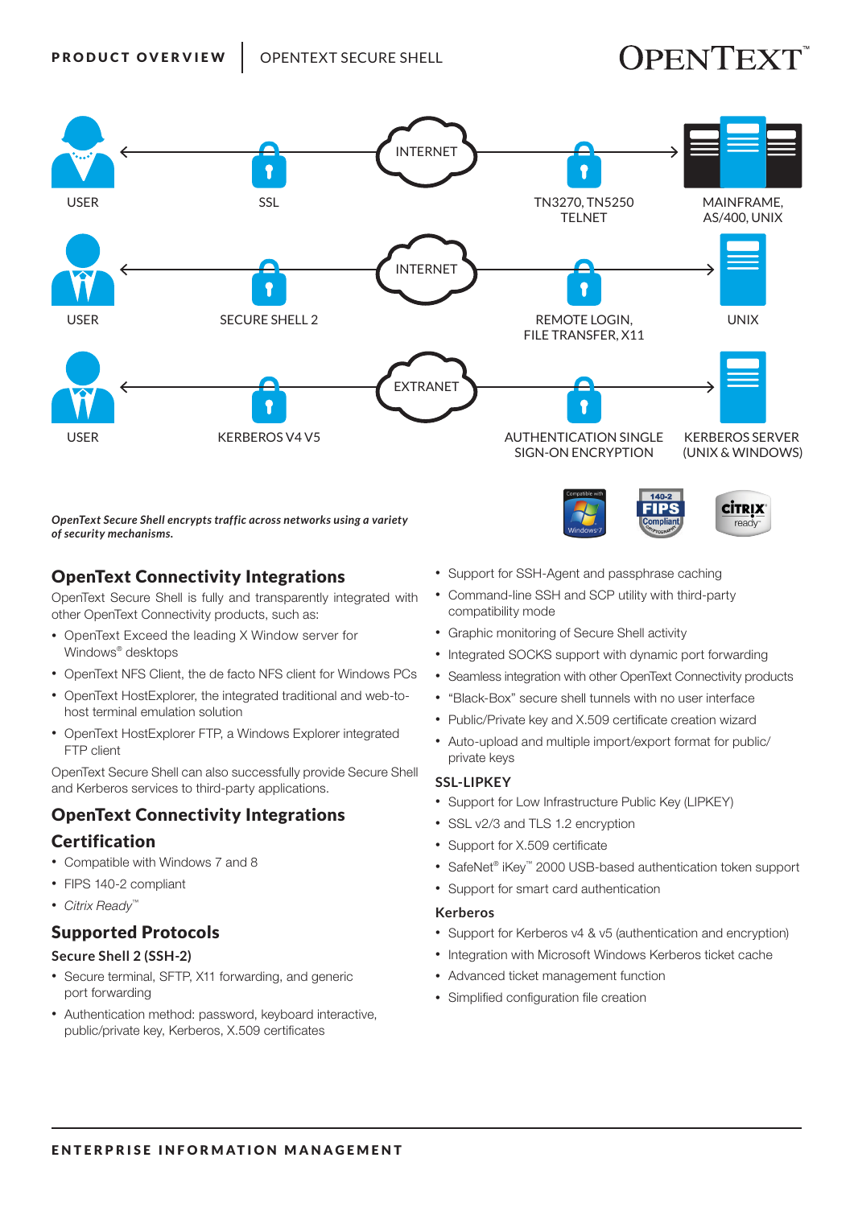USER — SSL — INTERNET — TN3270, TN5250 TELNET — MAINFRAME, AS/400, UNIX

USER — SECURE SHELL 2 — INTERNET — REMOTE LOGIN, FILE TRANSFER, X11 — UNIX

USER — KERBEROS V4 V5 — EXTRANET — AUTHENTICATION SINGLE SIGN-ON ENCRYPTION — KERBEROS SERVER (UNIX & WINDOWS)

***OpenText Secure Shell encrypts traffic across networks using a variety of security mechanisms.***

## OpenText Connectivity Integrations

OpenText Secure Shell is fully and transparently integrated with other OpenText Connectivity products, such as:

- OpenText Exceed the leading X Window server for Windows® desktops
- OpenText NFS Client, the de facto NFS client for Windows PCs
- OpenText HostExplorer, the integrated traditional and web-to-host terminal emulation solution
- OpenText HostExplorer FTP, a Windows Explorer integrated FTP client

OpenText Secure Shell can also successfully provide Secure Shell and Kerberos services to third-party applications.

## OpenText Connectivity Integrations

## Certification

- Compatible with Windows 7 and 8
- FIPS 140-2 compliant
- *Citrix Ready™*

## Supported Protocols

### Secure Shell 2 (SSH-2)

- Secure terminal, SFTP, X11 forwarding, and generic port forwarding
- Authentication method: password, keyboard interactive, public/private key, Kerberos, X.509 certificates
- Support for SSH-Agent and passphrase caching
- Command-line SSH and SCP utility with third-party compatibility mode
- Graphic monitoring of Secure Shell activity
- Integrated SOCKS support with dynamic port forwarding
- Seamless integration with other OpenText Connectivity products
- "Black-Box" secure shell tunnels with no user interface
- Public/Private key and X.509 certificate creation wizard
- Auto-upload and multiple import/export format for public/private keys

### SSL-LIPKEY

- Support for Low Infrastructure Public Key (LIPKEY)
- SSL v2/3 and TLS 1.2 encryption
- Support for X.509 certificate
- SafeNet® iKey™ 2000 USB-based authentication token support
- Support for smart card authentication

### Kerberos

- Support for Kerberos v4 & v5 (authentication and encryption)
- Integration with Microsoft Windows Kerberos ticket cache
- Advanced ticket management function
- Simplified configuration file creation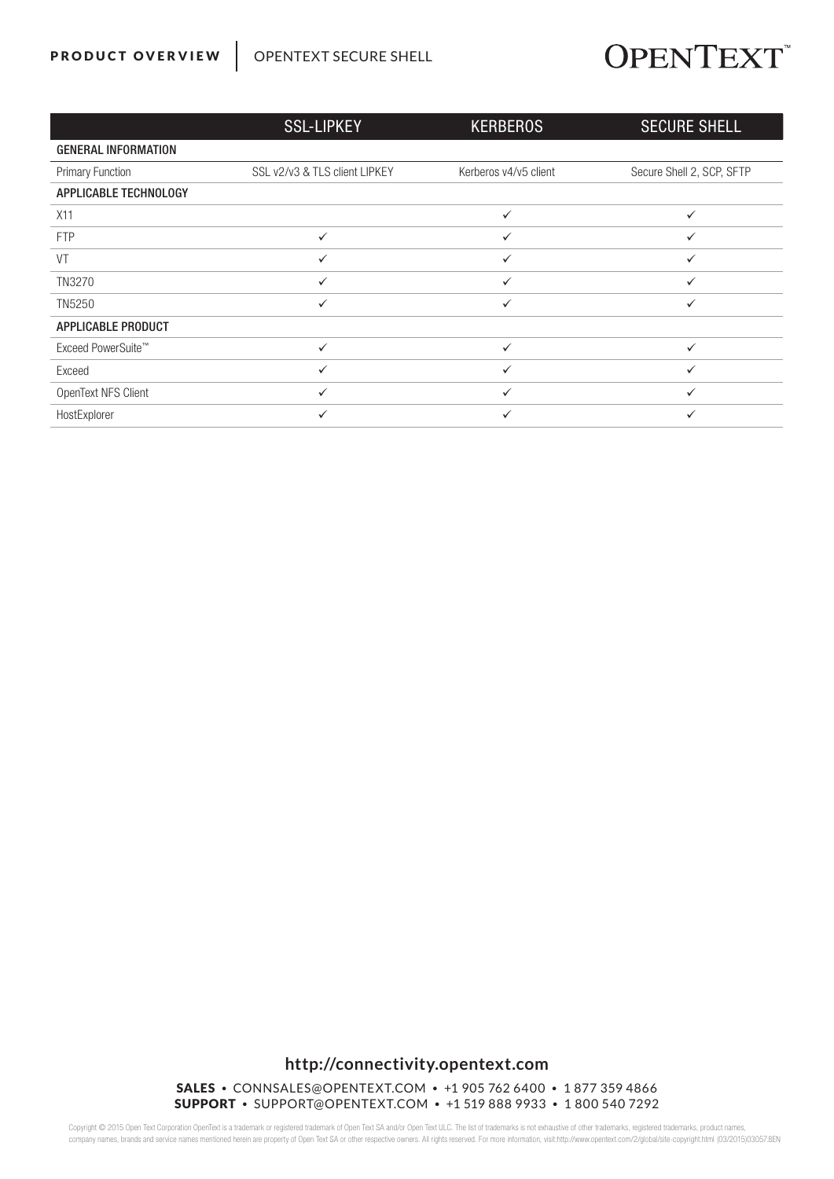| | SSL-LIPKEY | KERBEROS | SECURE SHELL |
|---|---|---|---|
| **GENERAL INFORMATION** | | | |
| Primary Function | SSL v2/v3 & TLS client LIPKEY | Kerberos v4/v5 client | Secure Shell 2, SCP, SFTP |
| **APPLICABLE TECHNOLOGY** | | | |
| X11 | | ✓ | ✓ |
| FTP | ✓ | ✓ | ✓ |
| VT | ✓ | ✓ | ✓ |
| TN3270 | ✓ | ✓ | ✓ |
| TN5250 | ✓ | ✓ | ✓ |
| **APPLICABLE PRODUCT** | | | |
| Exceed PowerSuite™ | ✓ | ✓ | ✓ |
| Exceed | ✓ | ✓ | ✓ |
| OpenText NFS Client | ✓ | ✓ | ✓ |
| HostExplorer | ✓ | ✓ | ✓ |

**http://connectivity.opentext.com**

**SALES** • CONNSALES@OPENTEXT.COM • +1 905 762 6400 • 1 877 359 4866
**SUPPORT** • SUPPORT@OPENTEXT.COM • +1 519 888 9933 • 1 800 540 7292

Copyright © 2015 Open Text Corporation OpenText is a trademark or registered trademark of Open Text SA and/or Open Text ULC. The list of trademarks is not exhaustive of other trademarks, registered trademarks, product names, company names, brands and service names mentioned herein are property of Open Text SA or other respective owners. All rights reserved. For more information, visit:http://www.opentext.com/2/global/site-copyright.html (03/2015)03057.8EN